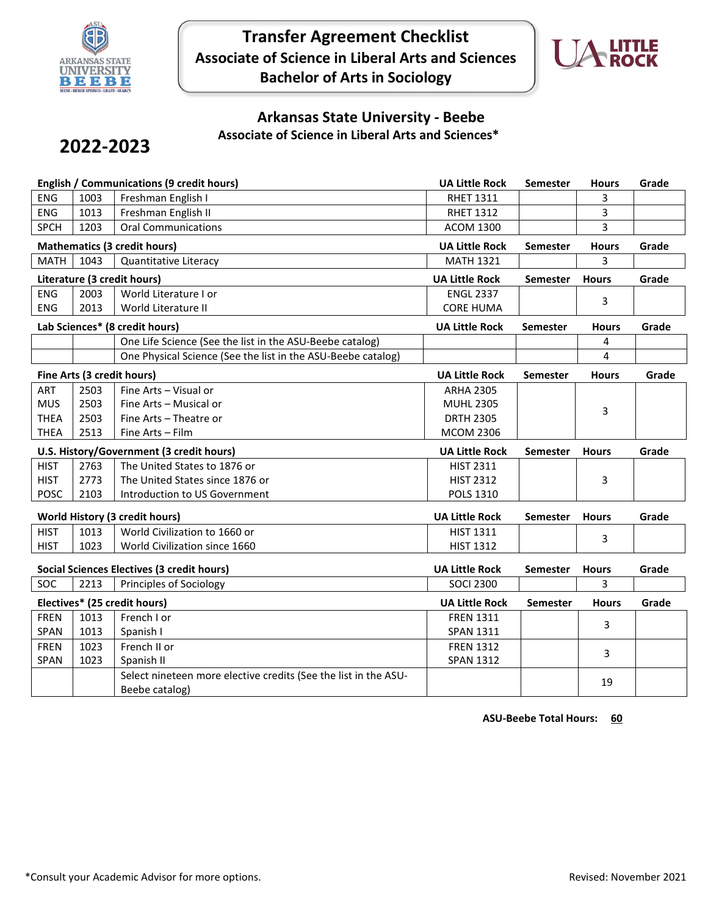# Transfer Agreement Checklist
## Associate of Science in Liberal Arts and Sciences
## Bachelor of Arts in Sociology

### Arkansas State University - Beebe
**Associate of Science in Liberal Arts and Sciences***

## 2022-2023

| English / Communications (9 credit hours) | | | UA Little Rock | Semester | Hours | Grade |
|---|---|---|---|---|---|---|
| ENG | 1003 | Freshman English I | RHET 1311 | | 3 | |
| ENG | 1013 | Freshman English II | RHET 1312 | | 3 | |
| SPCH | 1203 | Oral Communications | ACOM 1300 | | 3 | |

| Mathematics (3 credit hours) | | | UA Little Rock | Semester | Hours | Grade |
|---|---|---|---|---|---|---|
| MATH | 1043 | Quantitative Literacy | MATH 1321 | | 3 | |

| Literature (3 credit hours) | | | UA Little Rock | Semester | Hours | Grade |
|---|---|---|---|---|---|---|
| ENG | 2003 | World Literature I or | ENGL 2337 | | 3 | |
| ENG | 2013 | World Literature II | CORE HUMA | | | |

| Lab Sciences* (8 credit hours) | | | UA Little Rock | Semester | Hours | Grade |
|---|---|---|---|---|---|---|
| | | One Life Science (See the list in the ASU-Beebe catalog) | | | 4 | |
| | | One Physical Science (See the list in the ASU-Beebe catalog) | | | 4 | |

| Fine Arts (3 credit hours) | | | UA Little Rock | Semester | Hours | Grade |
|---|---|---|---|---|---|---|
| ART | 2503 | Fine Arts – Visual or | ARHA 2305 | | 3 | |
| MUS | 2503 | Fine Arts – Musical or | MUHL 2305 | | | |
| THEA | 2503 | Fine Arts – Theatre or | DRTH 2305 | | | |
| THEA | 2513 | Fine Arts – Film | MCOM 2306 | | | |

| U.S. History/Government (3 credit hours) | | | UA Little Rock | Semester | Hours | Grade |
|---|---|---|---|---|---|---|
| HIST | 2763 | The United States to 1876 or | HIST 2311 | | 3 | |
| HIST | 2773 | The United States since 1876 or | HIST 2312 | | | |
| POSC | 2103 | Introduction to US Government | POLS 1310 | | | |

| World History (3 credit hours) | | | UA Little Rock | Semester | Hours | Grade |
|---|---|---|---|---|---|---|
| HIST | 1013 | World Civilization to 1660 or | HIST 1311 | | 3 | |
| HIST | 1023 | World Civilization since 1660 | HIST 1312 | | | |

| Social Sciences Electives (3 credit hours) | | | UA Little Rock | Semester | Hours | Grade |
|---|---|---|---|---|---|---|
| SOC | 2213 | Principles of Sociology | SOCI 2300 | | 3 | |

| Electives* (25 credit hours) | | | UA Little Rock | Semester | Hours | Grade |
|---|---|---|---|---|---|---|
| FREN | 1013 | French I or | FREN 1311 | | 3 | |
| SPAN | 1013 | Spanish I | SPAN 1311 | | | |
| FREN | 1023 | French II or | FREN 1312 | | 3 | |
| SPAN | 1023 | Spanish II | SPAN 1312 | | | |
| | | Select nineteen more elective credits (See the list in the ASU-Beebe catalog) | | | 19 | |

**ASU-Beebe Total Hours: 60**

*Consult your Academic Advisor for more options.

Revised: November 2021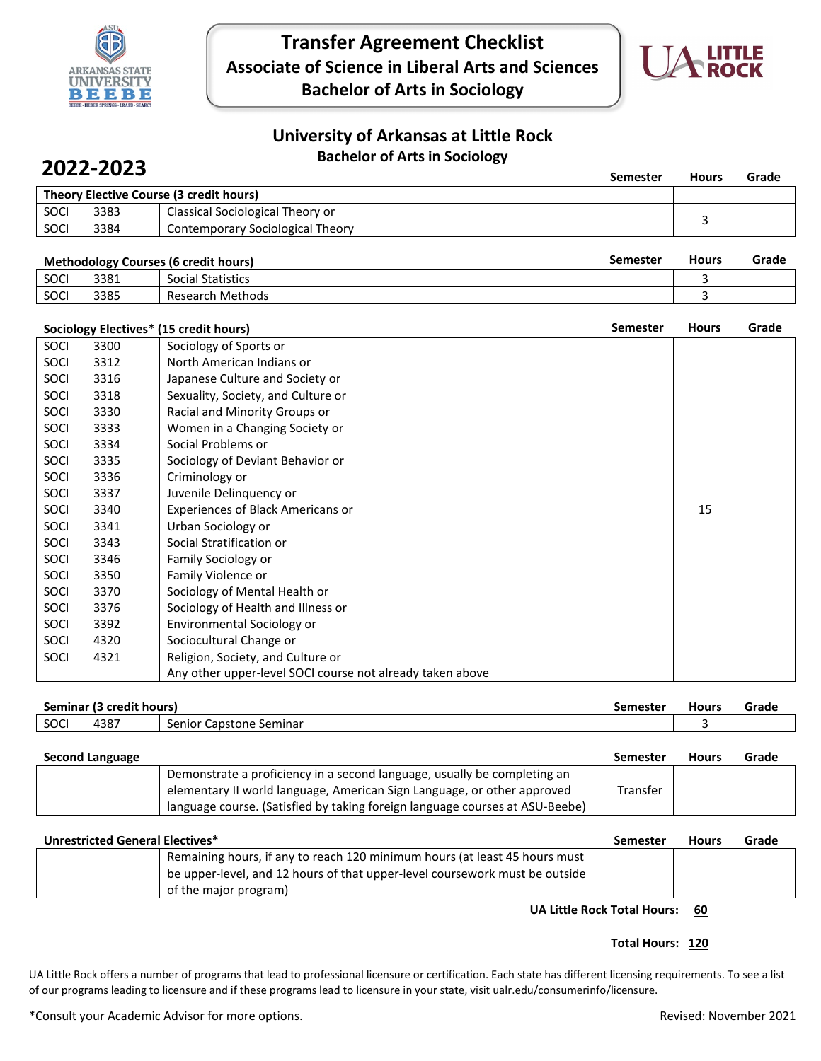# Transfer Agreement Checklist
## Associate of Science in Liberal Arts and Sciences
## Bachelor of Arts in Sociology

## University of Arkansas at Little Rock
### Bachelor of Arts in Sociology

**2022-2023**

| Theory Elective Course (3 credit hours) | | | Semester | Hours | Grade |
|---|---|---|---|---|---|
| SOCI | 3383 | Classical Sociological Theory or | | 3 | |
| SOCI | 3384 | Contemporary Sociological Theory | | | |

| Methodology Courses (6 credit hours) | | | Semester | Hours | Grade |
|---|---|---|---|---|---|
| SOCI | 3381 | Social Statistics | | 3 | |
| SOCI | 3385 | Research Methods | | 3 | |

| Sociology Electives* (15 credit hours) | | | Semester | Hours | Grade |
|---|---|---|---|---|---|
| SOCI | 3300 | Sociology of Sports or | | 15 | |
| SOCI | 3312 | North American Indians or | | | |
| SOCI | 3316 | Japanese Culture and Society or | | | |
| SOCI | 3318 | Sexuality, Society, and Culture or | | | |
| SOCI | 3330 | Racial and Minority Groups or | | | |
| SOCI | 3333 | Women in a Changing Society or | | | |
| SOCI | 3334 | Social Problems or | | | |
| SOCI | 3335 | Sociology of Deviant Behavior or | | | |
| SOCI | 3336 | Criminology or | | | |
| SOCI | 3337 | Juvenile Delinquency or | | | |
| SOCI | 3340 | Experiences of Black Americans or | | | |
| SOCI | 3341 | Urban Sociology or | | | |
| SOCI | 3343 | Social Stratification or | | | |
| SOCI | 3346 | Family Sociology or | | | |
| SOCI | 3350 | Family Violence or | | | |
| SOCI | 3370 | Sociology of Mental Health or | | | |
| SOCI | 3376 | Sociology of Health and Illness or | | | |
| SOCI | 3392 | Environmental Sociology or | | | |
| SOCI | 4320 | Sociocultural Change or | | | |
| SOCI | 4321 | Religion, Society, and Culture or | | | |
| | | Any other upper-level SOCI course not already taken above | | | |

| Seminar (3 credit hours) | | | Semester | Hours | Grade |
|---|---|---|---|---|---|
| SOCI | 4387 | Senior Capstone Seminar | | 3 | |

| Second Language | | | Semester | Hours | Grade |
|---|---|---|---|---|---|
| | | Demonstrate a proficiency in a second language, usually be completing an elementary II world language, American Sign Language, or other approved language course. (Satisfied by taking foreign language courses at ASU-Beebe) | Transfer | | |

| Unrestricted General Electives* | | | Semester | Hours | Grade |
|---|---|---|---|---|---|
| | | Remaining hours, if any to reach 120 minimum hours (at least 45 hours must be upper-level, and 12 hours of that upper-level coursework must be outside of the major program) | | | |

**UA Little Rock Total Hours:** 60

**Total Hours:** 120

UA Little Rock offers a number of programs that lead to professional licensure or certification. Each state has different licensing requirements. To see a list of our programs leading to licensure and if these programs lead to licensure in your state, visit ualr.edu/consumerinfo/licensure.

*Consult your Academic Advisor for more options.

Revised: November 2021